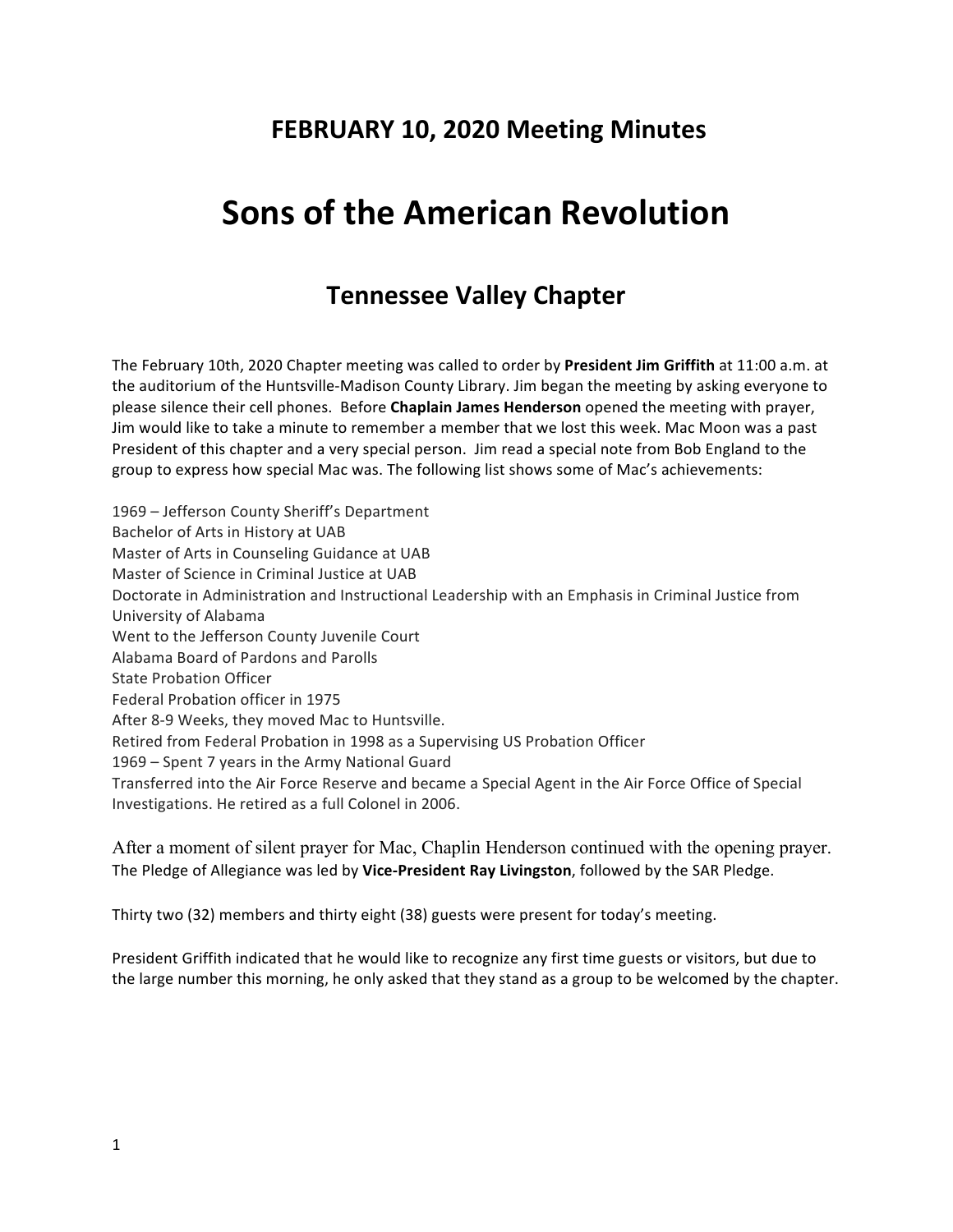## FEBRUARY 10, 2020 Meeting Minutes

# Sons of the American Revolution

## Tennessee Valley Chapter

The February 10th, 2020 Chapter meeting was called to order by **President Jim Griffith** at 11:00 a.m. at the auditorium of the Huntsville-Madison County Library. Jim began the meeting by asking everyone to please silence their cell phones. Before **Chaplain James Henderson** opened the meeting with prayer, Jim would like to take a minute to remember a member that we lost this week. Mac Moon was a past President of this chapter and a very special person. Jim read a special note from Bob England to the group to express how special Mac was. The following list shows some of Mac's achievements:

1969 – Jefferson County Sheriff's Department
Bachelor of Arts in History at UAB
Master of Arts in Counseling Guidance at UAB
Master of Science in Criminal Justice at UAB
Doctorate in Administration and Instructional Leadership with an Emphasis in Criminal Justice from University of Alabama
Went to the Jefferson County Juvenile Court
Alabama Board of Pardons and Parolls
State Probation Officer
Federal Probation officer in 1975
After 8-9 Weeks, they moved Mac to Huntsville.
Retired from Federal Probation in 1998 as a Supervising US Probation Officer
1969 – Spent 7 years in the Army National Guard
Transferred into the Air Force Reserve and became a Special Agent in the Air Force Office of Special Investigations. He retired as a full Colonel in 2006.

After a moment of silent prayer for Mac, Chaplin Henderson continued with the opening prayer. The Pledge of Allegiance was led by **Vice-President Ray Livingston**, followed by the SAR Pledge.

Thirty two (32) members and thirty eight (38) guests were present for today's meeting.

President Griffith indicated that he would like to recognize any first time guests or visitors, but due to the large number this morning, he only asked that they stand as a group to be welcomed by the chapter.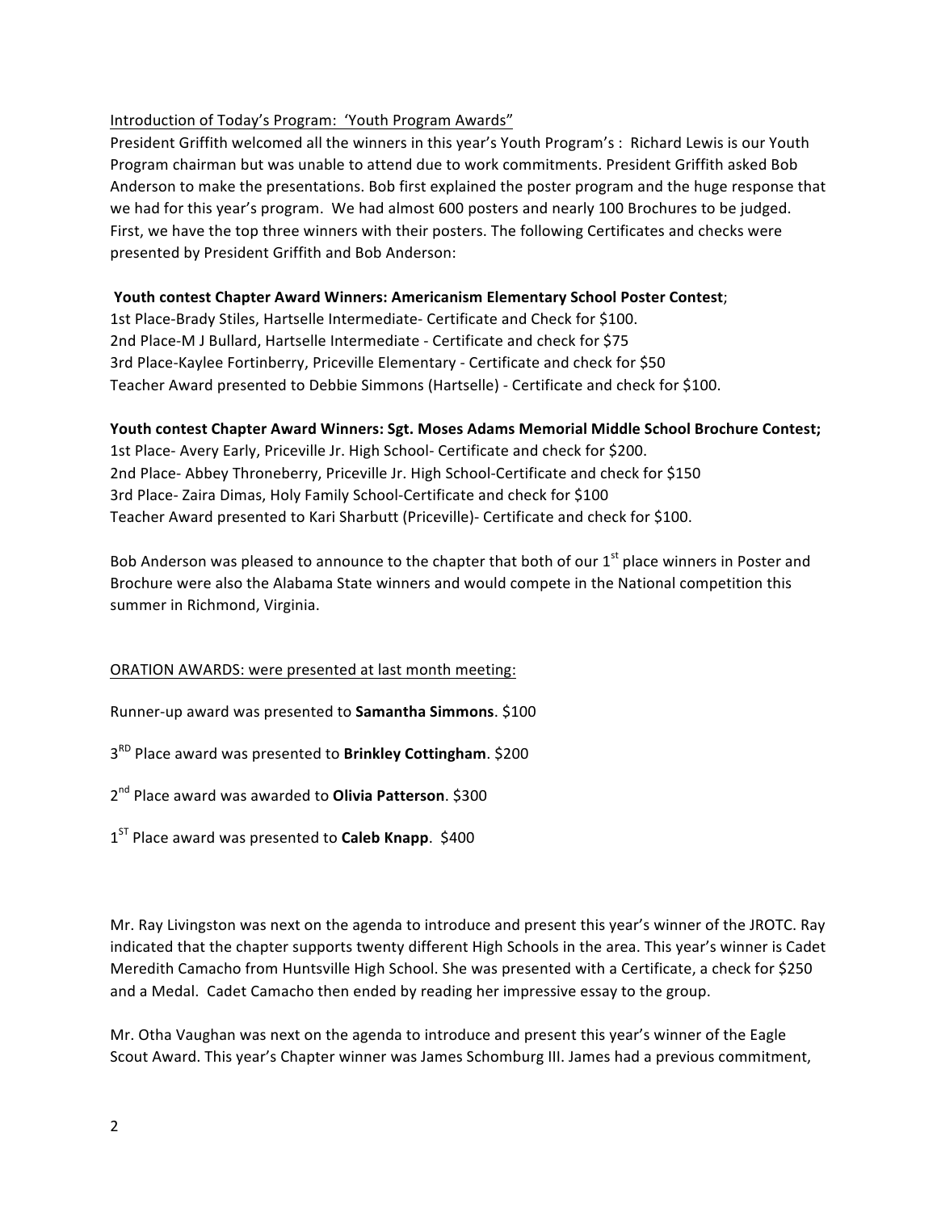Introduction of Today's Program: 'Youth Program Awards"

President Griffith welcomed all the winners in this year's Youth Program's : Richard Lewis is our Youth Program chairman but was unable to attend due to work commitments. President Griffith asked Bob Anderson to make the presentations. Bob first explained the poster program and the huge response that we had for this year's program. We had almost 600 posters and nearly 100 Brochures to be judged. First, we have the top three winners with their posters. The following Certificates and checks were presented by President Griffith and Bob Anderson:

**Youth contest Chapter Award Winners: Americanism Elementary School Poster Contest**;
1st Place-Brady Stiles, Hartselle Intermediate- Certificate and Check for $100.
2nd Place-M J Bullard, Hartselle Intermediate - Certificate and check for $75
3rd Place-Kaylee Fortinberry, Priceville Elementary - Certificate and check for $50
Teacher Award presented to Debbie Simmons (Hartselle) - Certificate and check for $100.

**Youth contest Chapter Award Winners: Sgt. Moses Adams Memorial Middle School Brochure Contest;**
1st Place- Avery Early, Priceville Jr. High School- Certificate and check for $200.
2nd Place- Abbey Throneberry, Priceville Jr. High School-Certificate and check for $150
3rd Place- Zaira Dimas, Holy Family School-Certificate and check for $100
Teacher Award presented to Kari Sharbutt (Priceville)- Certificate and check for $100.

Bob Anderson was pleased to announce to the chapter that both of our 1st place winners in Poster and Brochure were also the Alabama State winners and would compete in the National competition this summer in Richmond, Virginia.

ORATION AWARDS: were presented at last month meeting:

Runner-up award was presented to **Samantha Simmons**. $100

3RD Place award was presented to **Brinkley Cottingham**. $200

2nd Place award was awarded to **Olivia Patterson**. $300

1ST Place award was presented to **Caleb Knapp**. $400

Mr. Ray Livingston was next on the agenda to introduce and present this year's winner of the JROTC. Ray indicated that the chapter supports twenty different High Schools in the area. This year's winner is Cadet Meredith Camacho from Huntsville High School. She was presented with a Certificate, a check for $250 and a Medal. Cadet Camacho then ended by reading her impressive essay to the group.

Mr. Otha Vaughan was next on the agenda to introduce and present this year's winner of the Eagle Scout Award. This year's Chapter winner was James Schomburg III. James had a previous commitment,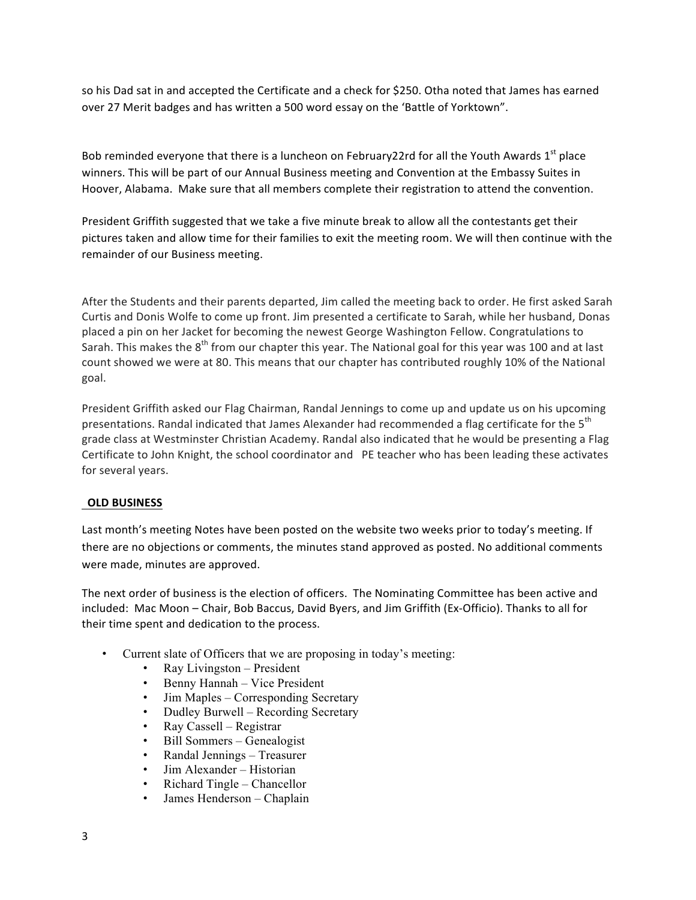so his Dad sat in and accepted the Certificate and a check for $250. Otha noted that James has earned over 27 Merit badges and has written a 500 word essay on the 'Battle of Yorktown".

Bob reminded everyone that there is a luncheon on February22rd for all the Youth Awards 1st place winners. This will be part of our Annual Business meeting and Convention at the Embassy Suites in Hoover, Alabama. Make sure that all members complete their registration to attend the convention.

President Griffith suggested that we take a five minute break to allow all the contestants get their pictures taken and allow time for their families to exit the meeting room. We will then continue with the remainder of our Business meeting.

After the Students and their parents departed, Jim called the meeting back to order. He first asked Sarah Curtis and Donis Wolfe to come up front. Jim presented a certificate to Sarah, while her husband, Donas placed a pin on her Jacket for becoming the newest George Washington Fellow. Congratulations to Sarah. This makes the 8th from our chapter this year. The National goal for this year was 100 and at last count showed we were at 80. This means that our chapter has contributed roughly 10% of the National goal.

President Griffith asked our Flag Chairman, Randal Jennings to come up and update us on his upcoming presentations. Randal indicated that James Alexander had recommended a flag certificate for the 5th grade class at Westminster Christian Academy. Randal also indicated that he would be presenting a Flag Certificate to John Knight, the school coordinator and PE teacher who has been leading these activates for several years.

**OLD BUSINESS**

Last month's meeting Notes have been posted on the website two weeks prior to today's meeting. If there are no objections or comments, the minutes stand approved as posted. No additional comments were made, minutes are approved.

The next order of business is the election of officers. The Nominating Committee has been active and included: Mac Moon – Chair, Bob Baccus, David Byers, and Jim Griffith (Ex-Officio). Thanks to all for their time spent and dedication to the process.

- Current slate of Officers that we are proposing in today's meeting:
  - Ray Livingston – President
  - Benny Hannah – Vice President
  - Jim Maples – Corresponding Secretary
  - Dudley Burwell – Recording Secretary
  - Ray Cassell – Registrar
  - Bill Sommers – Genealogist
  - Randal Jennings – Treasurer
  - Jim Alexander – Historian
  - Richard Tingle – Chancellor
  - James Henderson – Chaplain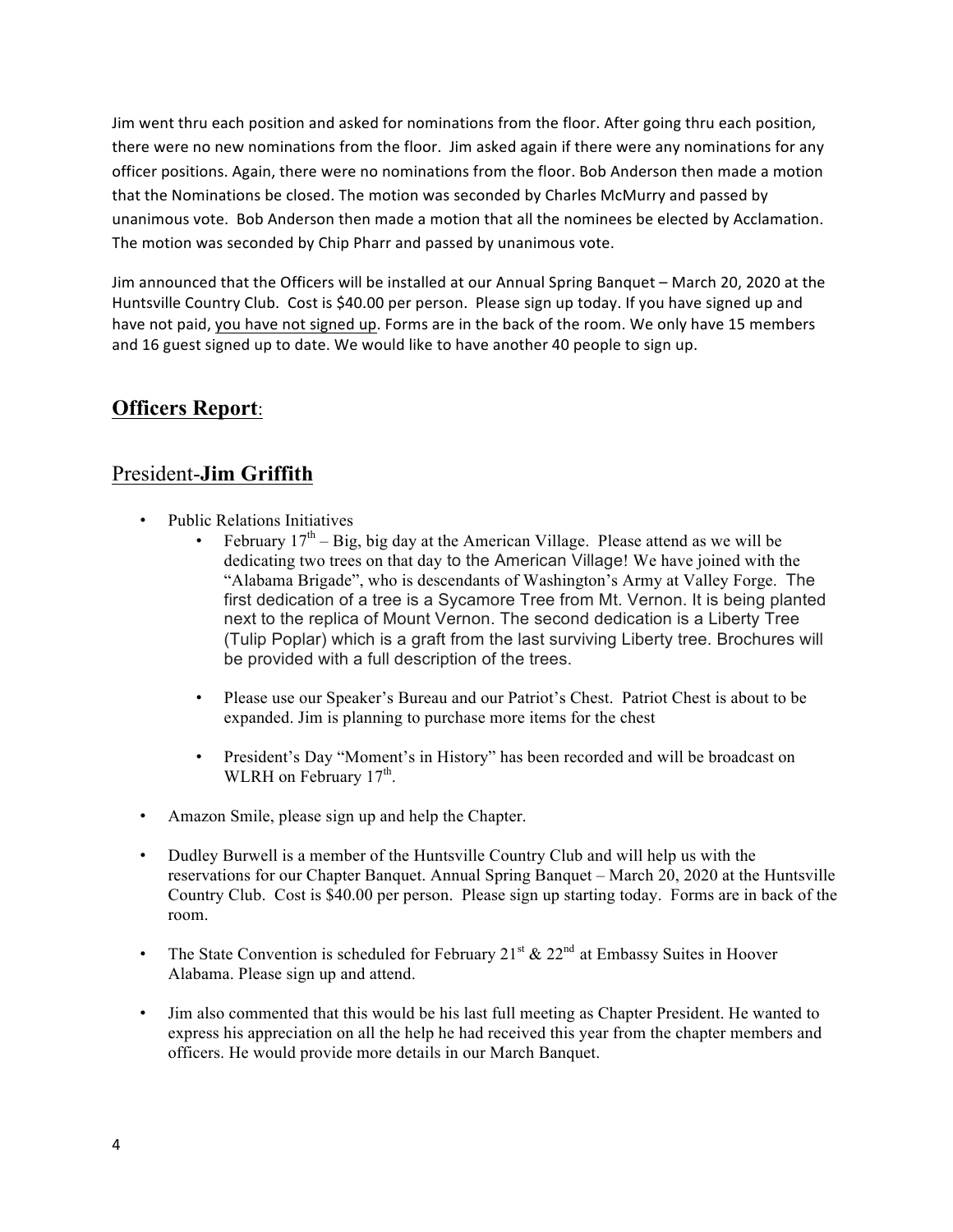Jim went thru each position and asked for nominations from the floor. After going thru each position, there were no new nominations from the floor. Jim asked again if there were any nominations for any officer positions. Again, there were no nominations from the floor. Bob Anderson then made a motion that the Nominations be closed. The motion was seconded by Charles McMurry and passed by unanimous vote. Bob Anderson then made a motion that all the nominees be elected by Acclamation. The motion was seconded by Chip Pharr and passed by unanimous vote.

Jim announced that the Officers will be installed at our Annual Spring Banquet – March 20, 2020 at the Huntsville Country Club. Cost is $40.00 per person. Please sign up today. If you have signed up and have not paid, <u>you have not signed up</u>. Forms are in the back of the room. We only have 15 members and 16 guest signed up to date. We would like to have another 40 people to sign up.

## **<u>Officers Report</u>**:

### <u>President-**Jim Griffith**</u>

- Public Relations Initiatives
  - February 17th – Big, big day at the American Village. Please attend as we will be dedicating two trees on that day to the American Village! We have joined with the "Alabama Brigade", who is descendants of Washington's Army at Valley Forge. The first dedication of a tree is a Sycamore Tree from Mt. Vernon. It is being planted next to the replica of Mount Vernon. The second dedication is a Liberty Tree (Tulip Poplar) which is a graft from the last surviving Liberty tree. Brochures will be provided with a full description of the trees.
  - Please use our Speaker's Bureau and our Patriot's Chest. Patriot Chest is about to be expanded. Jim is planning to purchase more items for the chest
  - President's Day "Moment's in History" has been recorded and will be broadcast on WLRH on February 17th.
- Amazon Smile, please sign up and help the Chapter.
- Dudley Burwell is a member of the Huntsville Country Club and will help us with the reservations for our Chapter Banquet. Annual Spring Banquet – March 20, 2020 at the Huntsville Country Club. Cost is $40.00 per person. Please sign up starting today. Forms are in back of the room.
- The State Convention is scheduled for February 21st & 22nd at Embassy Suites in Hoover Alabama. Please sign up and attend.
- Jim also commented that this would be his last full meeting as Chapter President. He wanted to express his appreciation on all the help he had received this year from the chapter members and officers. He would provide more details in our March Banquet.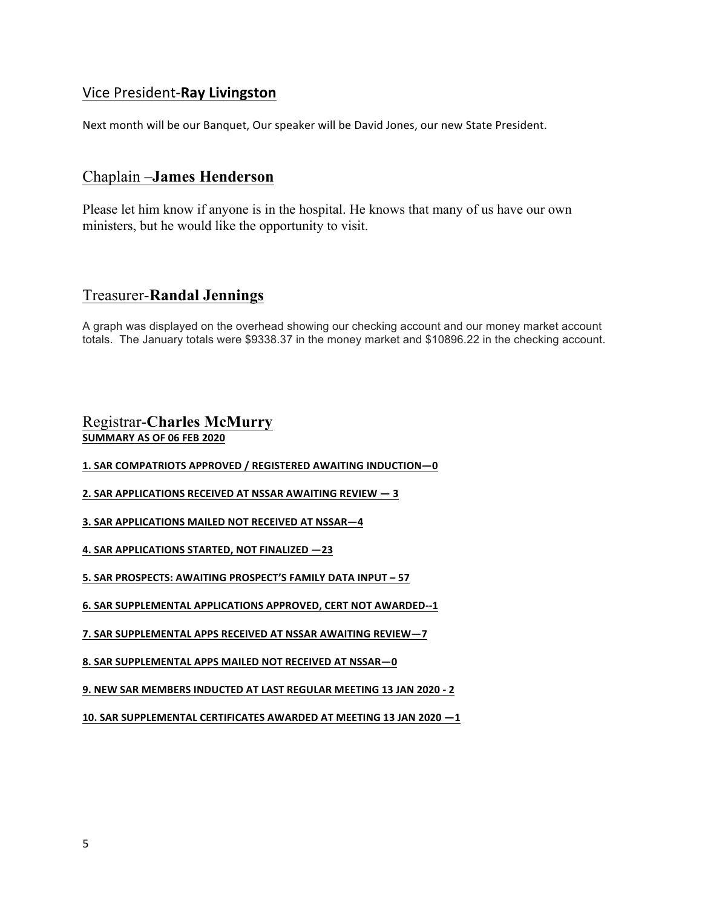## Vice President-**Ray Livingston**

Next month will be our Banquet, Our speaker will be David Jones, our new State President.

## Chaplain –**James Henderson**

Please let him know if anyone is in the hospital. He knows that many of us have our own ministers, but he would like the opportunity to visit.

## Treasurer-**Randal Jennings**

A graph was displayed on the overhead showing our checking account and our money market account totals. The January totals were $9338.37 in the money market and $10896.22 in the checking account.

## Registrar-**Charles McMurry**

**SUMMARY AS OF 06 FEB 2020**

**1. SAR COMPATRIOTS APPROVED / REGISTERED AWAITING INDUCTION—0**

**2. SAR APPLICATIONS RECEIVED AT NSSAR AWAITING REVIEW — 3**

**3. SAR APPLICATIONS MAILED NOT RECEIVED AT NSSAR—4**

**4. SAR APPLICATIONS STARTED, NOT FINALIZED —23**

**5. SAR PROSPECTS: AWAITING PROSPECT'S FAMILY DATA INPUT – 57**

**6. SAR SUPPLEMENTAL APPLICATIONS APPROVED, CERT NOT AWARDED--1**

**7. SAR SUPPLEMENTAL APPS RECEIVED AT NSSAR AWAITING REVIEW—7**

**8. SAR SUPPLEMENTAL APPS MAILED NOT RECEIVED AT NSSAR—0**

**9. NEW SAR MEMBERS INDUCTED AT LAST REGULAR MEETING 13 JAN 2020 - 2**

**10. SAR SUPPLEMENTAL CERTIFICATES AWARDED AT MEETING 13 JAN 2020 —1**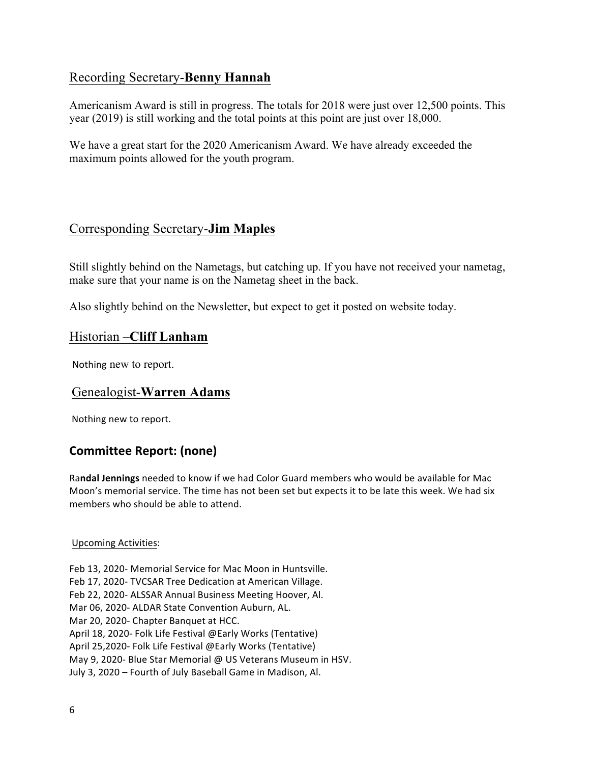## Recording Secretary-**Benny Hannah**

Americanism Award is still in progress. The totals for 2018 were just over 12,500 points. This year (2019) is still working and the total points at this point are just over 18,000.

We have a great start for the 2020 Americanism Award. We have already exceeded the maximum points allowed for the youth program.

## Corresponding Secretary-**Jim Maples**

Still slightly behind on the Nametags, but catching up. If you have not received your nametag, make sure that your name is on the Nametag sheet in the back.

Also slightly behind on the Newsletter, but expect to get it posted on website today.

## Historian –**Cliff Lanham**

Nothing new to report.

## Genealogist-**Warren Adams**

Nothing new to report.

## **Committee Report: (none)**

Ra**ndal Jennings** needed to know if we had Color Guard members who would be available for Mac Moon's memorial service. The time has not been set but expects it to be late this week. We had six members who should be able to attend.

Upcoming Activities:

Feb 13, 2020- Memorial Service for Mac Moon in Huntsville.
Feb 17, 2020- TVCSAR Tree Dedication at American Village.
Feb 22, 2020- ALSSAR Annual Business Meeting Hoover, Al.
Mar 06, 2020- ALDAR State Convention Auburn, AL.
Mar 20, 2020- Chapter Banquet at HCC.
April 18, 2020- Folk Life Festival @Early Works (Tentative)
April 25,2020- Folk Life Festival @Early Works (Tentative)
May 9, 2020- Blue Star Memorial @ US Veterans Museum in HSV.
July 3, 2020 – Fourth of July Baseball Game in Madison, Al.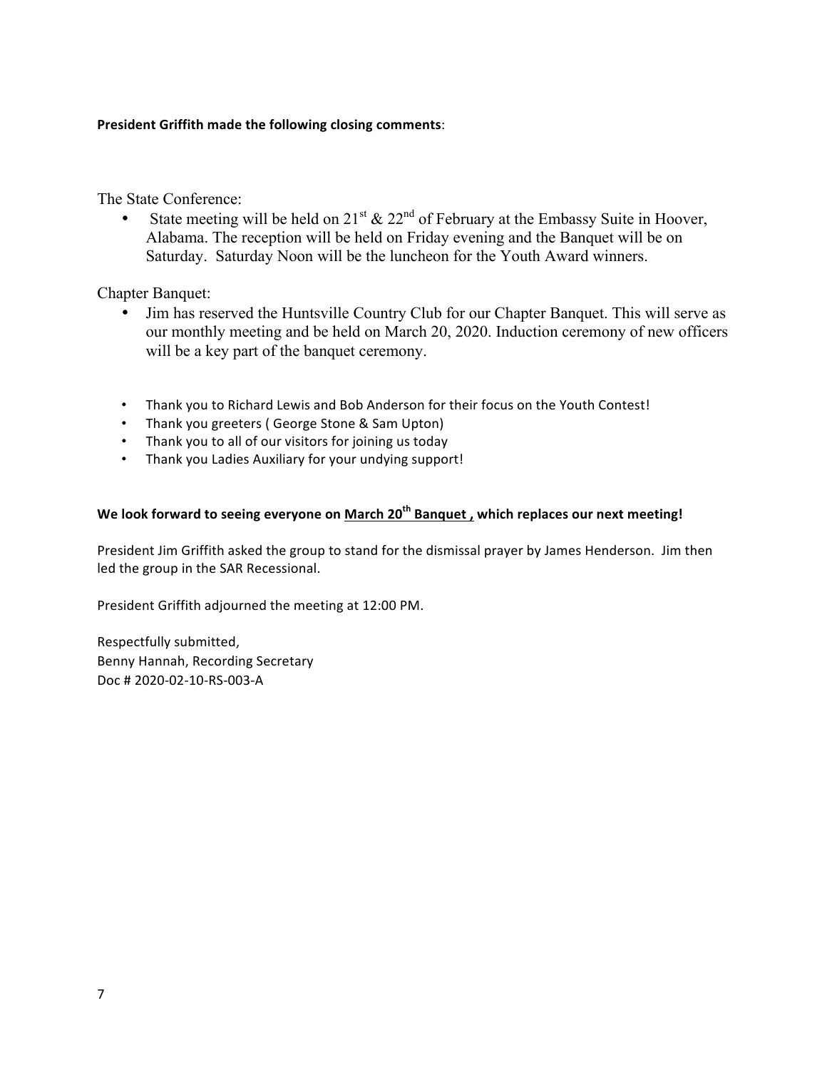**President Griffith made the following closing comments**:

The State Conference:

- State meeting will be held on 21st & 22nd of February at the Embassy Suite in Hoover, Alabama. The reception will be held on Friday evening and the Banquet will be on Saturday. Saturday Noon will be the luncheon for the Youth Award winners.

Chapter Banquet:

- Jim has reserved the Huntsville Country Club for our Chapter Banquet. This will serve as our monthly meeting and be held on March 20, 2020. Induction ceremony of new officers will be a key part of the banquet ceremony.

- Thank you to Richard Lewis and Bob Anderson for their focus on the Youth Contest!
- Thank you greeters ( George Stone & Sam Upton)
- Thank you to all of our visitors for joining us today
- Thank you Ladies Auxiliary for your undying support!

**We look forward to seeing everyone on <u>March 20th Banquet ,</u> which replaces our next meeting!**

President Jim Griffith asked the group to stand for the dismissal prayer by James Henderson. Jim then led the group in the SAR Recessional.

President Griffith adjourned the meeting at 12:00 PM.

Respectfully submitted,
Benny Hannah, Recording Secretary
Doc # 2020-02-10-RS-003-A